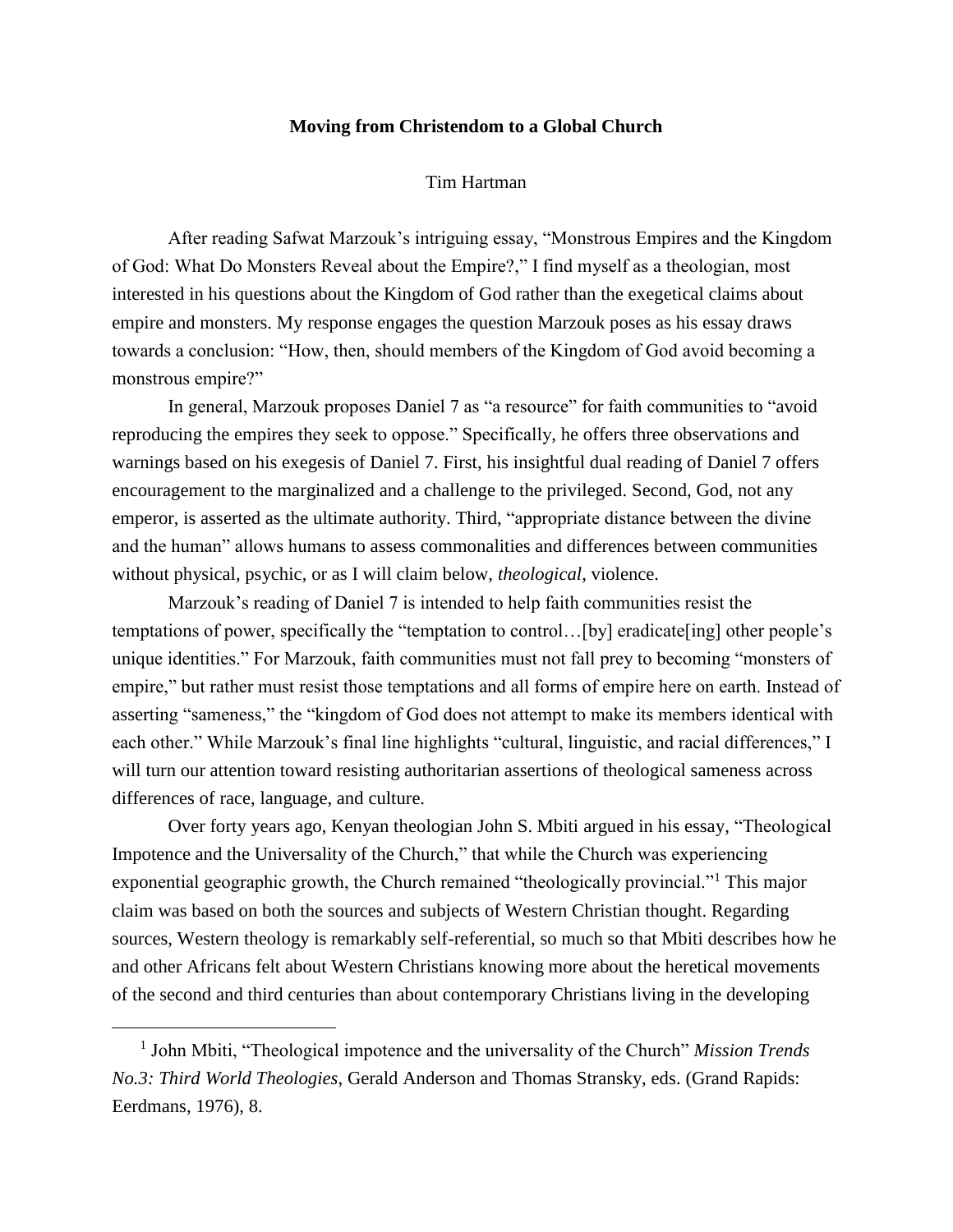# Moving from Christendom to a Global Church

Tim Hartman

After reading Safwat Marzouk's intriguing essay, "Monstrous Empires and the Kingdom of God: What Do Monsters Reveal about the Empire?," I find myself as a theologian, most interested in his questions about the Kingdom of God rather than the exegetical claims about empire and monsters. My response engages the question Marzouk poses as his essay draws towards a conclusion: "How, then, should members of the Kingdom of God avoid becoming a monstrous empire?"

In general, Marzouk proposes Daniel 7 as "a resource" for faith communities to "avoid reproducing the empires they seek to oppose." Specifically, he offers three observations and warnings based on his exegesis of Daniel 7. First, his insightful dual reading of Daniel 7 offers encouragement to the marginalized and a challenge to the privileged. Second, God, not any emperor, is asserted as the ultimate authority. Third, "appropriate distance between the divine and the human" allows humans to assess commonalities and differences between communities without physical, psychic, or as I will claim below, *theological*, violence.

Marzouk's reading of Daniel 7 is intended to help faith communities resist the temptations of power, specifically the "temptation to control…[by] eradicate[ing] other people's unique identities." For Marzouk, faith communities must not fall prey to becoming "monsters of empire," but rather must resist those temptations and all forms of empire here on earth. Instead of asserting "sameness," the "kingdom of God does not attempt to make its members identical with each other." While Marzouk's final line highlights "cultural, linguistic, and racial differences," I will turn our attention toward resisting authoritarian assertions of theological sameness across differences of race, language, and culture.

Over forty years ago, Kenyan theologian John S. Mbiti argued in his essay, "Theological Impotence and the Universality of the Church," that while the Church was experiencing exponential geographic growth, the Church remained "theologically provincial."[1] This major claim was based on both the sources and subjects of Western Christian thought. Regarding sources, Western theology is remarkably self-referential, so much so that Mbiti describes how he and other Africans felt about Western Christians knowing more about the heretical movements of the second and third centuries than about contemporary Christians living in the developing

[1] John Mbiti, "Theological impotence and the universality of the Church" *Mission Trends No.3: Third World Theologies*, Gerald Anderson and Thomas Stransky, eds. (Grand Rapids: Eerdmans, 1976), 8.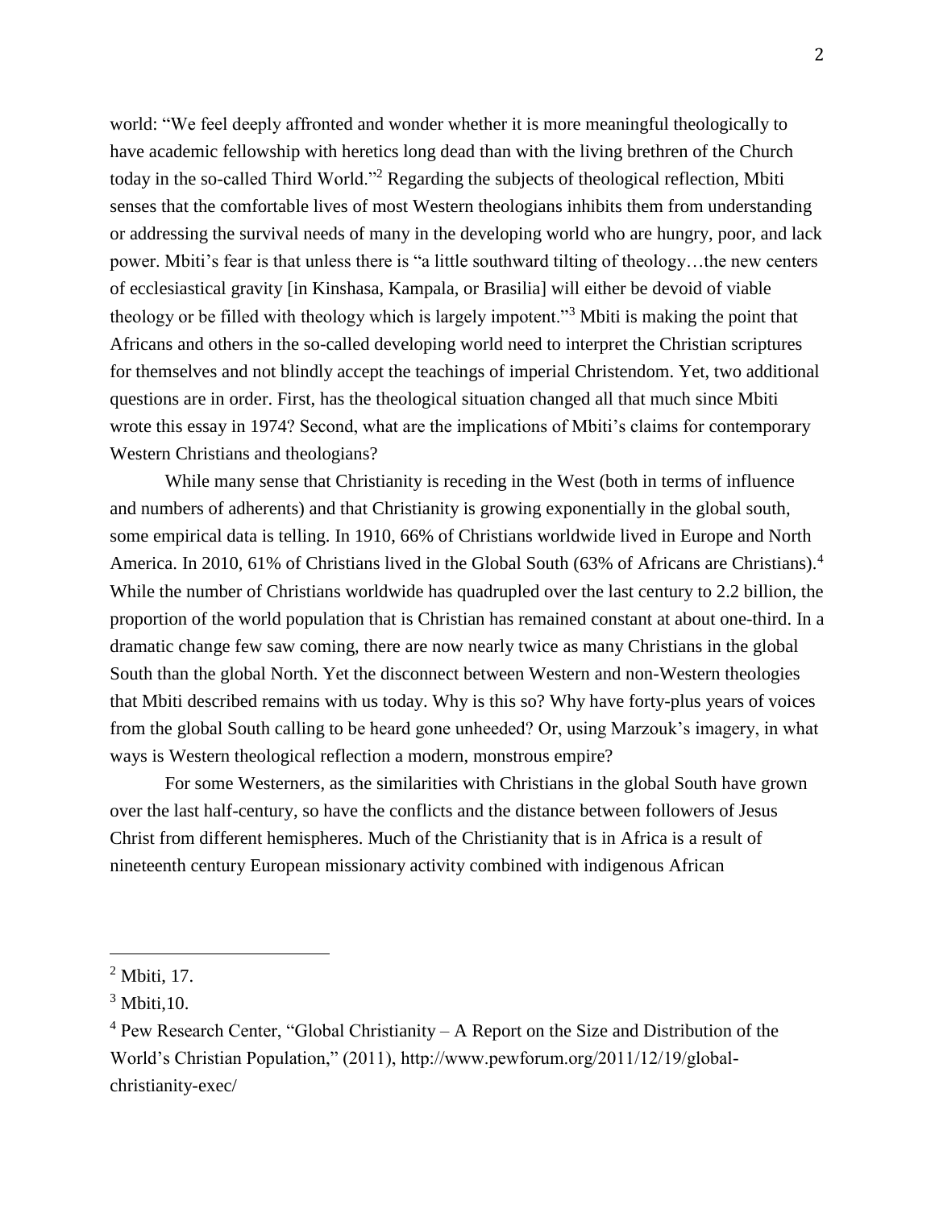world: "We feel deeply affronted and wonder whether it is more meaningful theologically to have academic fellowship with heretics long dead than with the living brethren of the Church today in the so-called Third World."[2] Regarding the subjects of theological reflection, Mbiti senses that the comfortable lives of most Western theologians inhibits them from understanding or addressing the survival needs of many in the developing world who are hungry, poor, and lack power. Mbiti's fear is that unless there is "a little southward tilting of theology…the new centers of ecclesiastical gravity [in Kinshasa, Kampala, or Brasilia] will either be devoid of viable theology or be filled with theology which is largely impotent."[3] Mbiti is making the point that Africans and others in the so-called developing world need to interpret the Christian scriptures for themselves and not blindly accept the teachings of imperial Christendom. Yet, two additional questions are in order. First, has the theological situation changed all that much since Mbiti wrote this essay in 1974? Second, what are the implications of Mbiti's claims for contemporary Western Christians and theologians?

While many sense that Christianity is receding in the West (both in terms of influence and numbers of adherents) and that Christianity is growing exponentially in the global south, some empirical data is telling. In 1910, 66% of Christians worldwide lived in Europe and North America. In 2010, 61% of Christians lived in the Global South (63% of Africans are Christians).[4] While the number of Christians worldwide has quadrupled over the last century to 2.2 billion, the proportion of the world population that is Christian has remained constant at about one-third. In a dramatic change few saw coming, there are now nearly twice as many Christians in the global South than the global North. Yet the disconnect between Western and non-Western theologies that Mbiti described remains with us today. Why is this so? Why have forty-plus years of voices from the global South calling to be heard gone unheeded? Or, using Marzouk's imagery, in what ways is Western theological reflection a modern, monstrous empire?

For some Westerners, as the similarities with Christians in the global South have grown over the last half-century, so have the conflicts and the distance between followers of Jesus Christ from different hemispheres. Much of the Christianity that is in Africa is a result of nineteenth century European missionary activity combined with indigenous African

---

[2] Mbiti, 17.

[3] Mbiti,10.

[4] Pew Research Center, "Global Christianity – A Report on the Size and Distribution of the World's Christian Population," (2011), http://www.pewforum.org/2011/12/19/global-christianity-exec/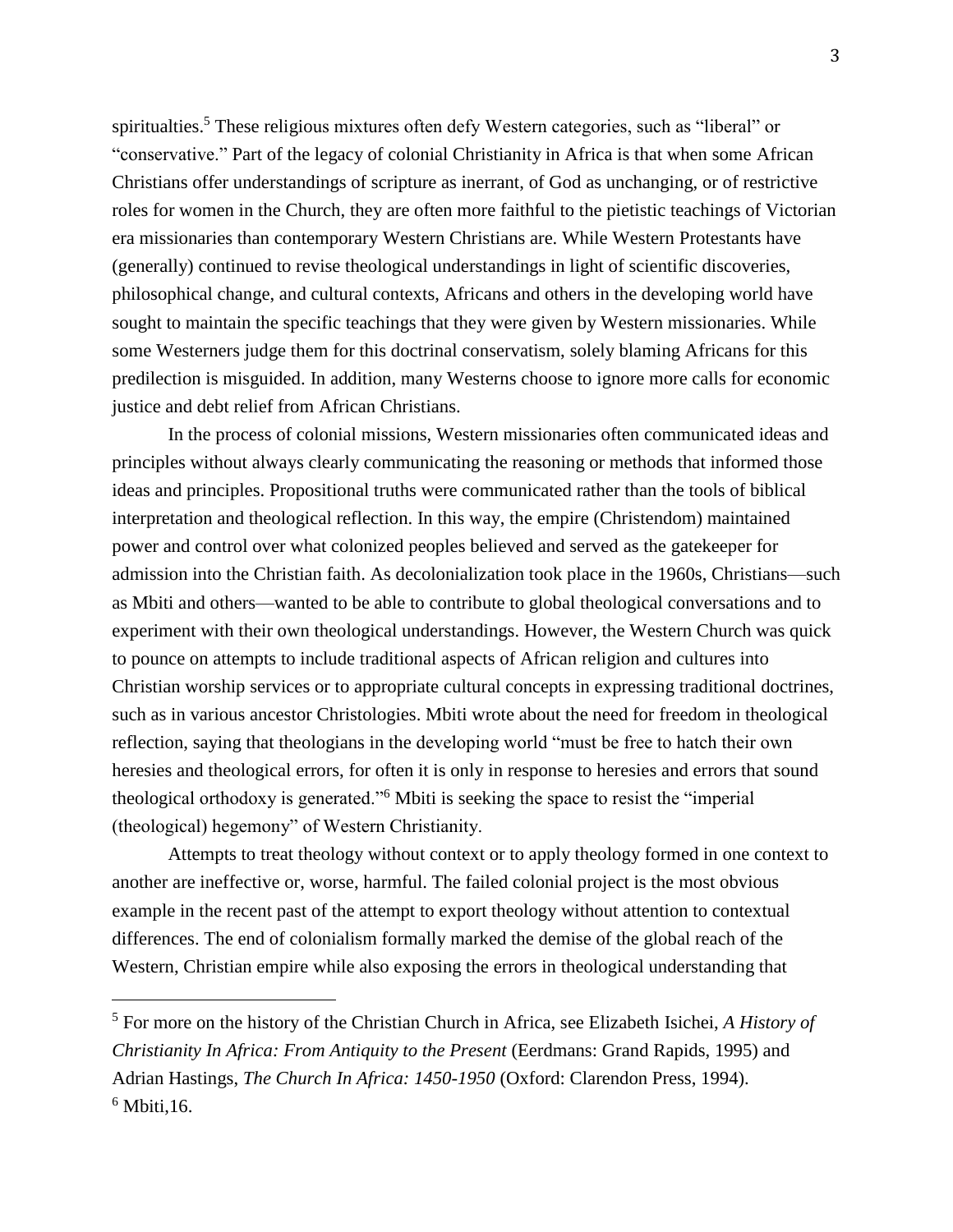spiritualties.[5] These religious mixtures often defy Western categories, such as "liberal" or "conservative." Part of the legacy of colonial Christianity in Africa is that when some African Christians offer understandings of scripture as inerrant, of God as unchanging, or of restrictive roles for women in the Church, they are often more faithful to the pietistic teachings of Victorian era missionaries than contemporary Western Christians are. While Western Protestants have (generally) continued to revise theological understandings in light of scientific discoveries, philosophical change, and cultural contexts, Africans and others in the developing world have sought to maintain the specific teachings that they were given by Western missionaries. While some Westerners judge them for this doctrinal conservatism, solely blaming Africans for this predilection is misguided. In addition, many Westerns choose to ignore more calls for economic justice and debt relief from African Christians.

In the process of colonial missions, Western missionaries often communicated ideas and principles without always clearly communicating the reasoning or methods that informed those ideas and principles. Propositional truths were communicated rather than the tools of biblical interpretation and theological reflection. In this way, the empire (Christendom) maintained power and control over what colonized peoples believed and served as the gatekeeper for admission into the Christian faith. As decolonialization took place in the 1960s, Christians—such as Mbiti and others—wanted to be able to contribute to global theological conversations and to experiment with their own theological understandings. However, the Western Church was quick to pounce on attempts to include traditional aspects of African religion and cultures into Christian worship services or to appropriate cultural concepts in expressing traditional doctrines, such as in various ancestor Christologies. Mbiti wrote about the need for freedom in theological reflection, saying that theologians in the developing world "must be free to hatch their own heresies and theological errors, for often it is only in response to heresies and errors that sound theological orthodoxy is generated."[6] Mbiti is seeking the space to resist the "imperial (theological) hegemony" of Western Christianity.

Attempts to treat theology without context or to apply theology formed in one context to another are ineffective or, worse, harmful. The failed colonial project is the most obvious example in the recent past of the attempt to export theology without attention to contextual differences. The end of colonialism formally marked the demise of the global reach of the Western, Christian empire while also exposing the errors in theological understanding that

[5] For more on the history of the Christian Church in Africa, see Elizabeth Isichei, *A History of Christianity In Africa: From Antiquity to the Present* (Eerdmans: Grand Rapids, 1995) and Adrian Hastings, *The Church In Africa: 1450-1950* (Oxford: Clarendon Press, 1994).

[6] Mbiti,16.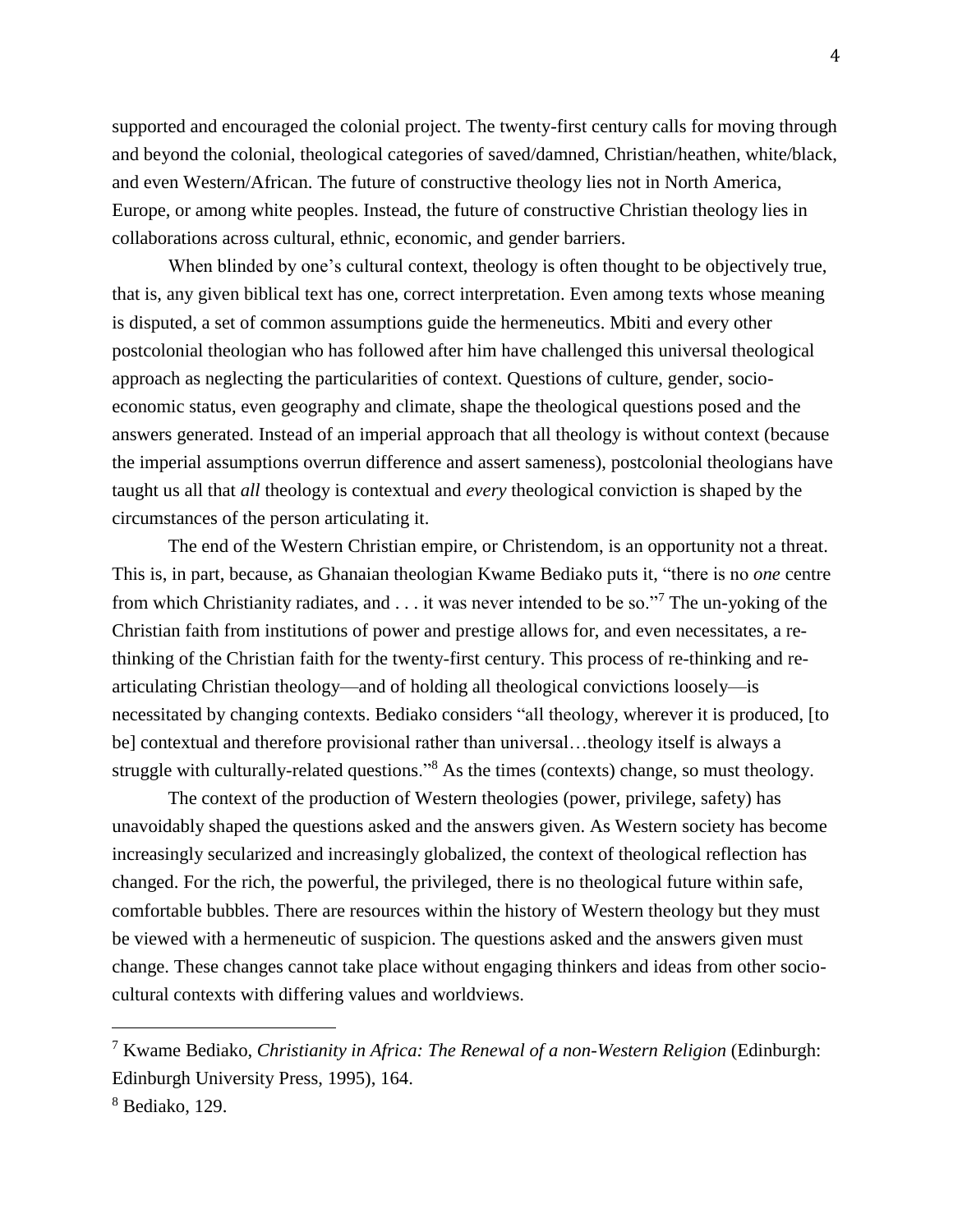supported and encouraged the colonial project. The twenty-first century calls for moving through and beyond the colonial, theological categories of saved/damned, Christian/heathen, white/black, and even Western/African. The future of constructive theology lies not in North America, Europe, or among white peoples. Instead, the future of constructive Christian theology lies in collaborations across cultural, ethnic, economic, and gender barriers.

When blinded by one's cultural context, theology is often thought to be objectively true, that is, any given biblical text has one, correct interpretation. Even among texts whose meaning is disputed, a set of common assumptions guide the hermeneutics. Mbiti and every other postcolonial theologian who has followed after him have challenged this universal theological approach as neglecting the particularities of context. Questions of culture, gender, socio-economic status, even geography and climate, shape the theological questions posed and the answers generated. Instead of an imperial approach that all theology is without context (because the imperial assumptions overrun difference and assert sameness), postcolonial theologians have taught us all that *all* theology is contextual and *every* theological conviction is shaped by the circumstances of the person articulating it.

The end of the Western Christian empire, or Christendom, is an opportunity not a threat. This is, in part, because, as Ghanaian theologian Kwame Bediako puts it, "there is no *one* centre from which Christianity radiates, and . . . it was never intended to be so."[7] The un-yoking of the Christian faith from institutions of power and prestige allows for, and even necessitates, a re-thinking of the Christian faith for the twenty-first century. This process of re-thinking and re-articulating Christian theology—and of holding all theological convictions loosely—is necessitated by changing contexts. Bediako considers "all theology, wherever it is produced, [to be] contextual and therefore provisional rather than universal…theology itself is always a struggle with culturally-related questions."[8] As the times (contexts) change, so must theology.

The context of the production of Western theologies (power, privilege, safety) has unavoidably shaped the questions asked and the answers given. As Western society has become increasingly secularized and increasingly globalized, the context of theological reflection has changed. For the rich, the powerful, the privileged, there is no theological future within safe, comfortable bubbles. There are resources within the history of Western theology but they must be viewed with a hermeneutic of suspicion. The questions asked and the answers given must change. These changes cannot take place without engaging thinkers and ideas from other socio-cultural contexts with differing values and worldviews.

---

[7] Kwame Bediako, *Christianity in Africa: The Renewal of a non-Western Religion* (Edinburgh: Edinburgh University Press, 1995), 164.

[8] Bediako, 129.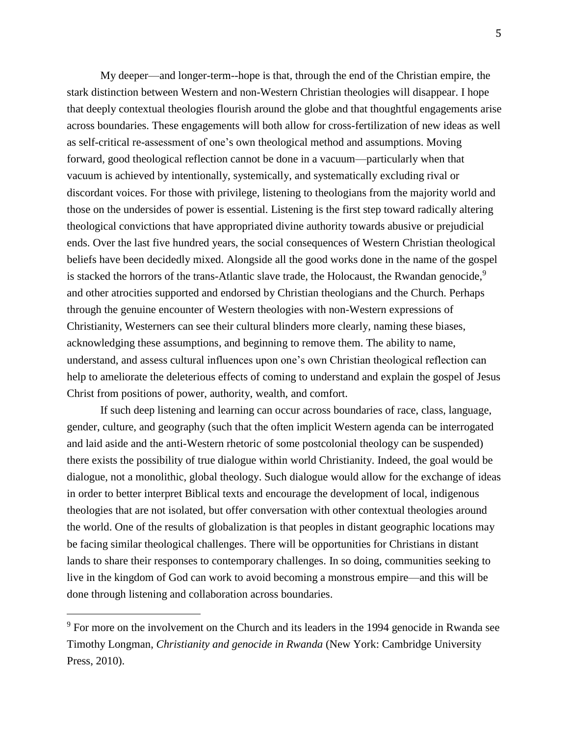My deeper—and longer-term--hope is that, through the end of the Christian empire, the stark distinction between Western and non-Western Christian theologies will disappear. I hope that deeply contextual theologies flourish around the globe and that thoughtful engagements arise across boundaries. These engagements will both allow for cross-fertilization of new ideas as well as self-critical re-assessment of one's own theological method and assumptions. Moving forward, good theological reflection cannot be done in a vacuum—particularly when that vacuum is achieved by intentionally, systemically, and systematically excluding rival or discordant voices. For those with privilege, listening to theologians from the majority world and those on the undersides of power is essential. Listening is the first step toward radically altering theological convictions that have appropriated divine authority towards abusive or prejudicial ends. Over the last five hundred years, the social consequences of Western Christian theological beliefs have been decidedly mixed. Alongside all the good works done in the name of the gospel is stacked the horrors of the trans-Atlantic slave trade, the Holocaust, the Rwandan genocide,[9] and other atrocities supported and endorsed by Christian theologians and the Church. Perhaps through the genuine encounter of Western theologies with non-Western expressions of Christianity, Westerners can see their cultural blinders more clearly, naming these biases, acknowledging these assumptions, and beginning to remove them. The ability to name, understand, and assess cultural influences upon one's own Christian theological reflection can help to ameliorate the deleterious effects of coming to understand and explain the gospel of Jesus Christ from positions of power, authority, wealth, and comfort.

If such deep listening and learning can occur across boundaries of race, class, language, gender, culture, and geography (such that the often implicit Western agenda can be interrogated and laid aside and the anti-Western rhetoric of some postcolonial theology can be suspended) there exists the possibility of true dialogue within world Christianity. Indeed, the goal would be dialogue, not a monolithic, global theology. Such dialogue would allow for the exchange of ideas in order to better interpret Biblical texts and encourage the development of local, indigenous theologies that are not isolated, but offer conversation with other contextual theologies around the world. One of the results of globalization is that peoples in distant geographic locations may be facing similar theological challenges. There will be opportunities for Christians in distant lands to share their responses to contemporary challenges. In so doing, communities seeking to live in the kingdom of God can work to avoid becoming a monstrous empire—and this will be done through listening and collaboration across boundaries.

---

[9] For more on the involvement on the Church and its leaders in the 1994 genocide in Rwanda see Timothy Longman, *Christianity and genocide in Rwanda* (New York: Cambridge University Press, 2010).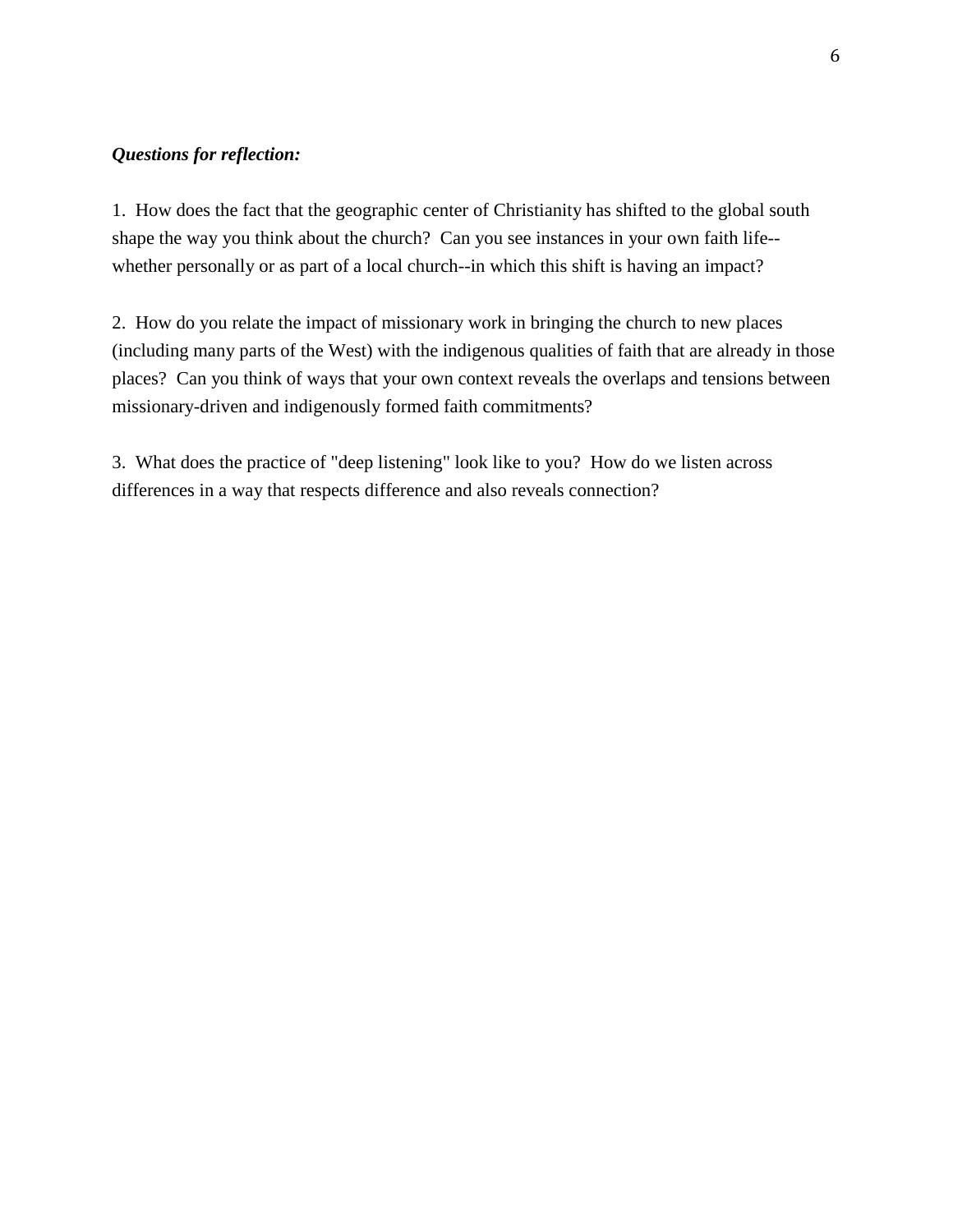***Questions for reflection:***

1. How does the fact that the geographic center of Christianity has shifted to the global south shape the way you think about the church? Can you see instances in your own faith life--whether personally or as part of a local church--in which this shift is having an impact?

2. How do you relate the impact of missionary work in bringing the church to new places (including many parts of the West) with the indigenous qualities of faith that are already in those places? Can you think of ways that your own context reveals the overlaps and tensions between missionary-driven and indigenously formed faith commitments?

3. What does the practice of "deep listening" look like to you? How do we listen across differences in a way that respects difference and also reveals connection?